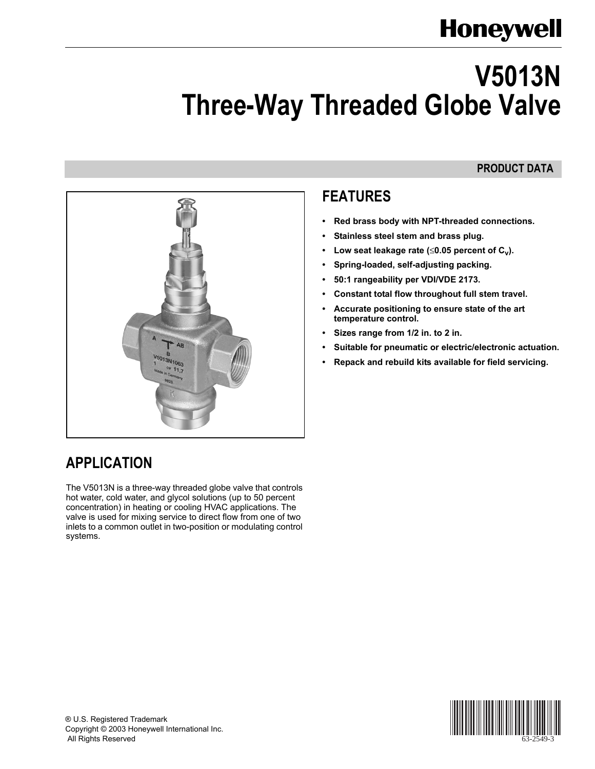Honeywell

# V5013N Three-Way Threaded Globe Valve

PRODUCT DATA

## FEATURES

- **Red brass body with NPT-threaded connections.**
- **Stainless steel stem and brass plug.**
- **Low seat leakage rate (≤0.05 percent of $C_v$).**
- **Spring-loaded, self-adjusting packing.**
- **50:1 rangeability per VDI/VDE 2173.**
- **Constant total flow throughout full stem travel.**
- **Accurate positioning to ensure state of the art temperature control.**
- **Sizes range from 1/2 in. to 2 in.**
- **Suitable for pneumatic or electric/electronic actuation.**
- **Repack and rebuild kits available for field servicing.**

## APPLICATION

The V5013N is a three-way threaded globe valve that controls hot water, cold water, and glycol solutions (up to 50 percent concentration) in heating or cooling HVAC applications. The valve is used for mixing service to direct flow from one of two inlets to a common outlet in two-position or modulating control systems.

® U.S. Registered Trademark
Copyright © 2003 Honeywell International Inc.
All Rights Reserved

63-2549-3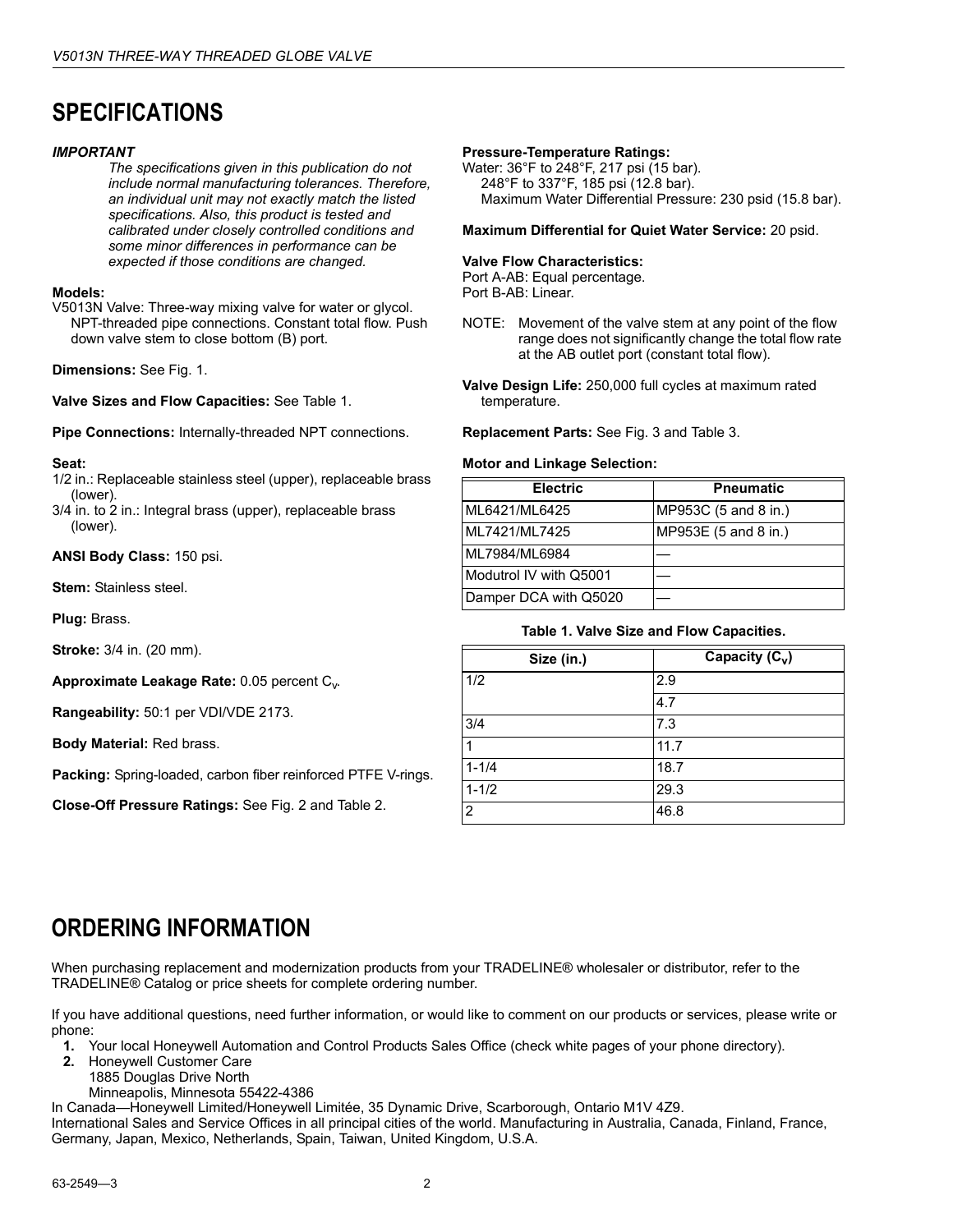# SPECIFICATIONS

***IMPORTANT***

*The specifications given in this publication do not include normal manufacturing tolerances. Therefore, an individual unit may not exactly match the listed specifications. Also, this product is tested and calibrated under closely controlled conditions and some minor differences in performance can be expected if those conditions are changed.*

**Models:**

V5013N Valve: Three-way mixing valve for water or glycol. NPT-threaded pipe connections. Constant total flow. Push down valve stem to close bottom (B) port.

**Dimensions:** See Fig. 1.

**Valve Sizes and Flow Capacities:** See Table 1.

**Pipe Connections:** Internally-threaded NPT connections.

**Seat:**

1/2 in.: Replaceable stainless steel (upper), replaceable brass (lower).

3/4 in. to 2 in.: Integral brass (upper), replaceable brass (lower).

**ANSI Body Class:** 150 psi.

**Stem:** Stainless steel.

**Plug:** Brass.

**Stroke:** 3/4 in. (20 mm).

**Approximate Leakage Rate:** 0.05 percent $C_v$.

**Rangeability:** 50:1 per VDI/VDE 2173.

**Body Material:** Red brass.

**Packing:** Spring-loaded, carbon fiber reinforced PTFE V-rings.

**Close-Off Pressure Ratings:** See Fig. 2 and Table 2.

**Pressure-Temperature Ratings:**

Water: 36°F to 248°F, 217 psi (15 bar).
248°F to 337°F, 185 psi (12.8 bar).
Maximum Water Differential Pressure: 230 psid (15.8 bar).

**Maximum Differential for Quiet Water Service:** 20 psid.

**Valve Flow Characteristics:**

Port A-AB: Equal percentage.
Port B-AB: Linear.

NOTE: Movement of the valve stem at any point of the flow range does not significantly change the total flow rate at the AB outlet port (constant total flow).

**Valve Design Life:** 250,000 full cycles at maximum rated temperature.

**Replacement Parts:** See Fig. 3 and Table 3.

**Motor and Linkage Selection:**

| Electric | Pneumatic |
|---|---|
| ML6421/ML6425 | MP953C (5 and 8 in.) |
| ML7421/ML7425 | MP953E (5 and 8 in.) |
| ML7984/ML6984 | — |
| Modutrol IV with Q5001 | — |
| Damper DCA with Q5020 | — |

**Table 1. Valve Size and Flow Capacities.**

| Size (in.) | Capacity ($C_v$) |
|---|---|
| 1/2 | 2.9 |
| | 4.7 |
| 3/4 | 7.3 |
| 1 | 11.7 |
| 1-1/4 | 18.7 |
| 1-1/2 | 29.3 |
| 2 | 46.8 |

# ORDERING INFORMATION

When purchasing replacement and modernization products from your TRADELINE® wholesaler or distributor, refer to the TRADELINE® Catalog or price sheets for complete ordering number.

If you have additional questions, need further information, or would like to comment on our products or services, please write or phone:

1. Your local Honeywell Automation and Control Products Sales Office (check white pages of your phone directory).
2. Honeywell Customer Care
   1885 Douglas Drive North
   Minneapolis, Minnesota 55422-4386

In Canada—Honeywell Limited/Honeywell Limitée, 35 Dynamic Drive, Scarborough, Ontario M1V 4Z9.
International Sales and Service Offices in all principal cities of the world. Manufacturing in Australia, Canada, Finland, France, Germany, Japan, Mexico, Netherlands, Spain, Taiwan, United Kingdom, U.S.A.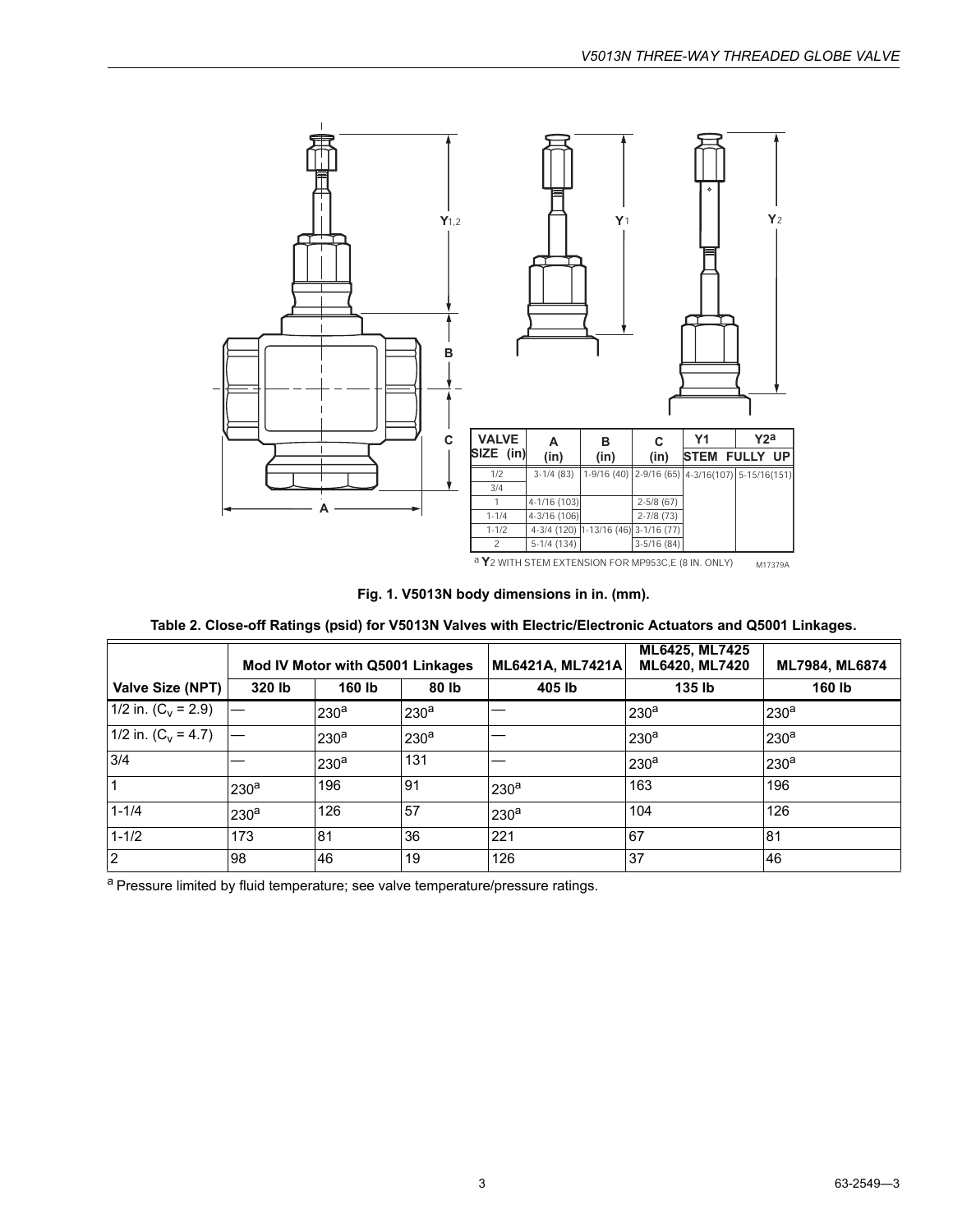| VALVE SIZE (in) | A (in) | B (in) | C (in) | Y1 | Y2[a] |
|---|---|---|---|---|---|
| | | | | STEM FULLY UP | |
| 1/2 | 3-1/4 (83) | 1-9/16 (40) | 2-9/16 (65) | 4-3/16(107) | 5-15/16(151) |
| 3/4 | | | | | |
| 1 | 4-1/16 (103) | | 2-5/8 (67) | | |
| 1-1/4 | 4-3/16 (106) | | 2-7/8 (73) | | |
| 1-1/2 | 4-3/4 (120) | 1-13/16 (46) | 3-1/16 (77) | | |
| 2 | 5-1/4 (134) | | 3-5/16 (84) | | |

[a] Y2 WITH STEM EXTENSION FOR MP953C,E (8 IN. ONLY)

M17379A

**Fig. 1. V5013N body dimensions in in. (mm).**

**Table 2. Close-off Ratings (psid) for V5013N Valves with Electric/Electronic Actuators and Q5001 Linkages.**

| | Mod IV Motor with Q5001 Linkages | | | ML6421A, ML7421A | ML6425, ML7425 ML6420, ML7420 | ML7984, ML6874 |
|---|---|---|---|---|---|---|
| **Valve Size (NPT)** | **320 lb** | **160 lb** | **80 lb** | **405 lb** | **135 lb** | **160 lb** |
| 1/2 in. ($C_v$ = 2.9) | — | 230[a] | 230[a] | — | 230[a] | 230[a] |
| 1/2 in. ($C_v$ = 4.7) | — | 230[a] | 230[a] | — | 230[a] | 230[a] |
| 3/4 | — | 230[a] | 131 | — | 230[a] | 230[a] |
| 1 | 230[a] | 196 | 91 | 230[a] | 163 | 196 |
| 1-1/4 | 230[a] | 126 | 57 | 230[a] | 104 | 126 |
| 1-1/2 | 173 | 81 | 36 | 221 | 67 | 81 |
| 2 | 98 | 46 | 19 | 126 | 37 | 46 |

[a] Pressure limited by fluid temperature; see valve temperature/pressure ratings.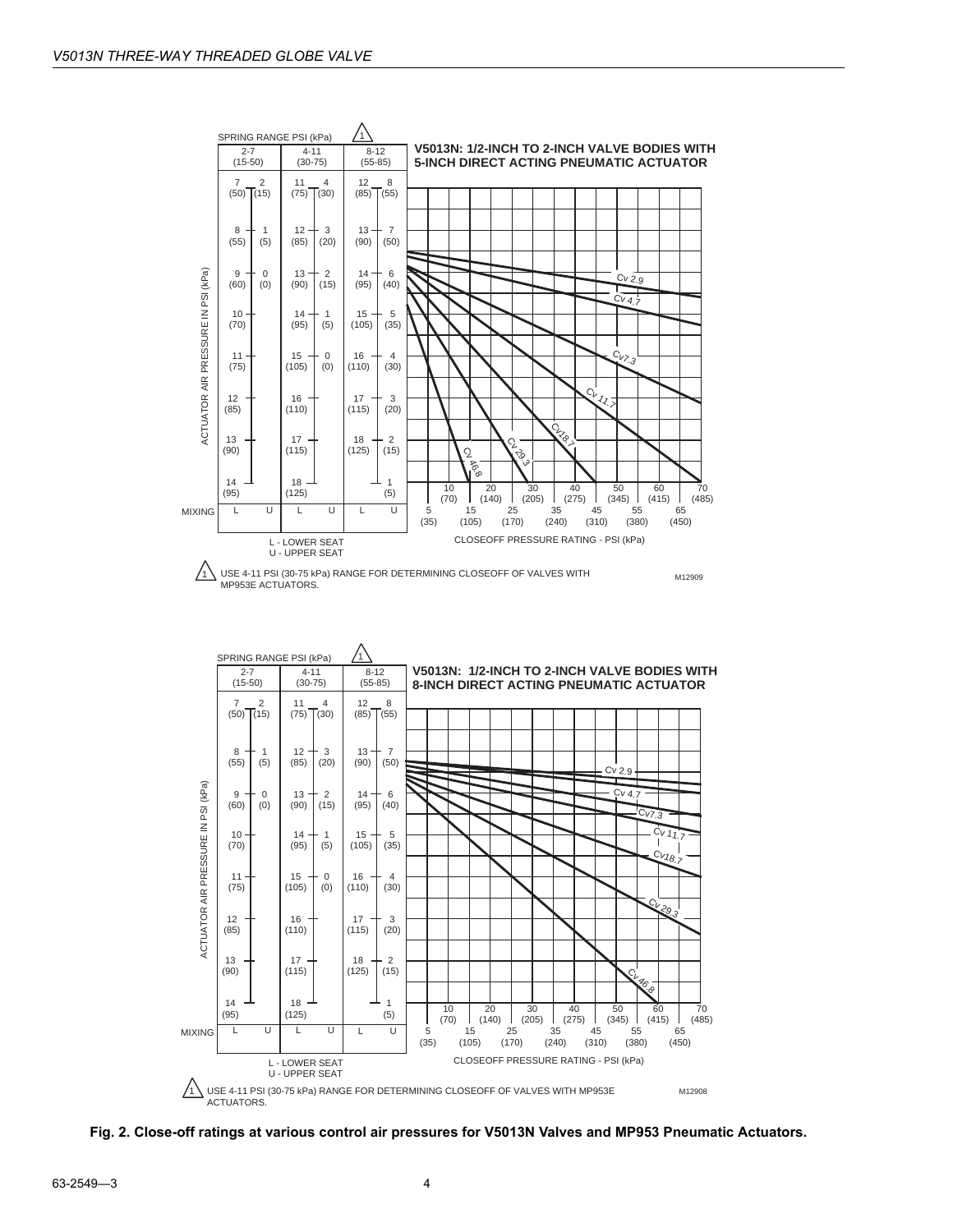SPRING RANGE PSI (kPa) 1

| 2-7 (15-50) | | 4-11 (30-75) | | 8-12 (55-85) | |
|---|---|---|---|---|---|
| 7 (50) | 2 (15) | 11 (75) | 4 (30) | 12 (85) | 8 (55) |
| 8 (55) | 1 (5) | 12 (85) | 3 (20) | 13 (90) | 7 (50) |
| 9 (60) | 0 (0) | 13 (90) | 2 (15) | 14 (95) | 6 (40) |
| 10 (70) | | 14 (95) | 1 (5) | 15 (105) | 5 (35) |
| 11 (75) | | 15 (105) | 0 (0) | 16 (110) | 4 (30) |
| 12 (85) | | 16 (110) | | 17 (115) | 3 (20) |
| 13 (90) | | 17 (115) | | 18 (125) | 2 (15) |
| 14 (95) | | 18 (125) | | | 1 (5) |
| L | U | L | U | L | U |

**V5013N: 1/2-INCH TO 2-INCH VALVE BODIES WITH 5-INCH DIRECT ACTING PNEUMATIC ACTUATOR**

ACTUATOR AIR PRESSURE IN PSI (kPa)

MIXING

L - LOWER SEAT
U - UPPER SEAT

Cv 2.9, Cv 4.7, Cv7.3, Cv 11.7, Cv18.7, Cv 29.3, Cv 46.8

CLOSEOFF PRESSURE RATING - PSI (kPa): 5 (35), 10 (70), 15 (105), 20 (140), 25 (170), 30 (205), 35 (240), 40 (275), 45 (310), 50 (345), 55 (380), 60 (415), 65 (450), 70 (485)

1 USE 4-11 PSI (30-75 kPa) RANGE FOR DETERMINING CLOSEOFF OF VALVES WITH MP953E ACTUATORS.

M12909

SPRING RANGE PSI (kPa) 1

| 2-7 (15-50) | | 4-11 (30-75) | | 8-12 (55-85) | |
|---|---|---|---|---|---|
| 7 (50) | 2 (15) | 11 (75) | 4 (30) | 12 (85) | 8 (55) |
| 8 (55) | 1 (5) | 12 (85) | 3 (20) | 13 (90) | 7 (50) |
| 9 (60) | 0 (0) | 13 (90) | 2 (15) | 14 (95) | 6 (40) |
| 10 (70) | | 14 (95) | 1 (5) | 15 (105) | 5 (35) |
| 11 (75) | | 15 (105) | 0 (0) | 16 (110) | 4 (30) |
| 12 (85) | | 16 (110) | | 17 (115) | 3 (20) |
| 13 (90) | | 17 (115) | | 18 (125) | 2 (15) |
| 14 (95) | | 18 (125) | | | 1 (5) |
| L | U | L | U | L | U |

**V5013N: 1/2-INCH TO 2-INCH VALVE BODIES WITH 8-INCH DIRECT ACTING PNEUMATIC ACTUATOR**

ACTUATOR AIR PRESSURE IN PSI (kPa)

MIXING

L - LOWER SEAT
U - UPPER SEAT

Cv 2.9, Cv 4.7, Cv7.3, Cv 11.7, Cv18.7, Cv 29.3, Cv 46.8

CLOSEOFF PRESSURE RATING - PSI (kPa): 5 (35), 10 (70), 15 (105), 20 (140), 25 (170), 30 (205), 35 (240), 40 (275), 45 (310), 50 (345), 55 (380), 60 (415), 65 (450), 70 (485)

1 USE 4-11 PSI (30-75 kPa) RANGE FOR DETERMINING CLOSEOFF OF VALVES WITH MP953E ACTUATORS.

M12908

**Fig. 2. Close-off ratings at various control air pressures for V5013N Valves and MP953 Pneumatic Actuators.**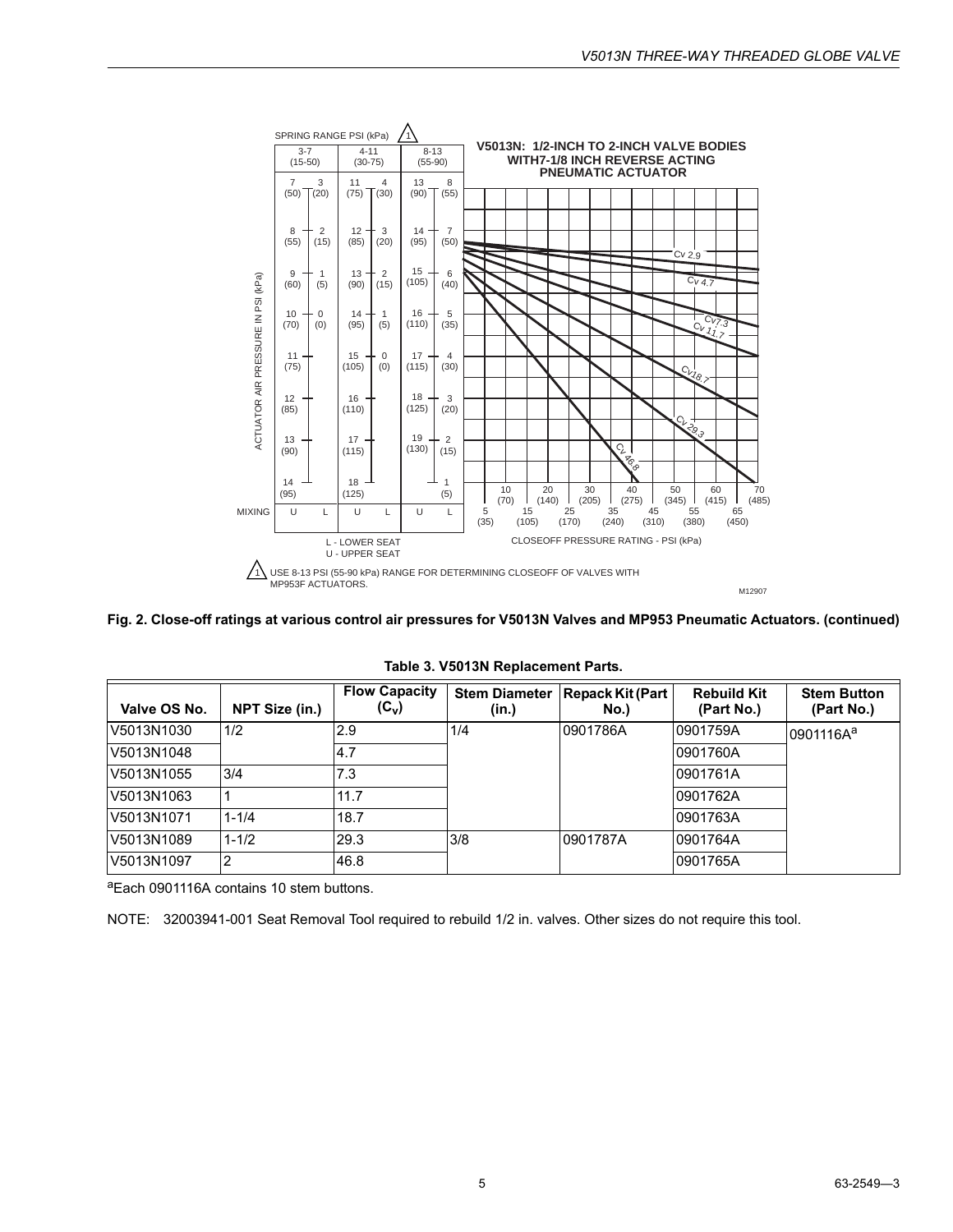Fig. 2. Close-off ratings at various control air pressures for V5013N Valves and MP953 Pneumatic Actuators. (continued)

**Table 3. V5013N Replacement Parts.**

| Valve OS No. | NPT Size (in.) | Flow Capacity ($C_v$) | Stem Diameter (in.) | Repack Kit (Part No.) | Rebuild Kit (Part No.) | Stem Button (Part No.) |
|---|---|---|---|---|---|---|
| V5013N1030 | 1/2 | 2.9 | 1/4 | 0901786A | 0901759A | 0901116A[a] |
| V5013N1048 | | 4.7 | | | 0901760A | |
| V5013N1055 | 3/4 | 7.3 | | | 0901761A | |
| V5013N1063 | 1 | 11.7 | | | 0901762A | |
| V5013N1071 | 1-1/4 | 18.7 | | | 0901763A | |
| V5013N1089 | 1-1/2 | 29.3 | 3/8 | 0901787A | 0901764A | |
| V5013N1097 | 2 | 46.8 | | | 0901765A | |

[a]Each 0901116A contains 10 stem buttons.

NOTE: 32003941-001 Seat Removal Tool required to rebuild 1/2 in. valves. Other sizes do not require this tool.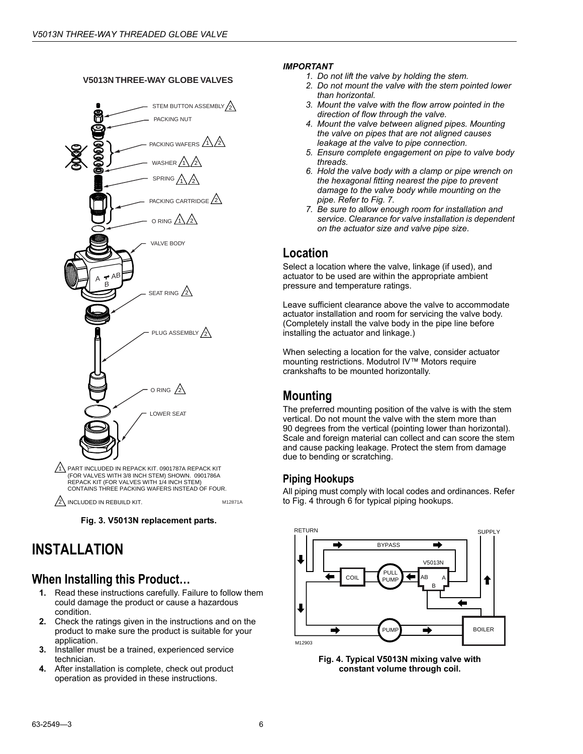**V5013N THREE-WAY GLOBE VALVES**

STEM BUTTON ASSEMBLY 2

PACKING NUT

PACKING WAFERS 1 2

WASHER 1 2

SPRING 1 2

PACKING CARTRIDGE 2

O RING 1 2

VALVE BODY

SEAT RING 2

PLUG ASSEMBLY 2

O RING 2

LOWER SEAT

1 PART INCLUDED IN REPACK KIT. 0901787A REPACK KIT (FOR VALVES WITH 3/8 INCH STEM) SHOWN. 0901786A REPACK KIT (FOR VALVES WITH 1/4 INCH STEM) CONTAINS THREE PACKING WAFERS INSTEAD OF FOUR.

2 INCLUDED IN REBUILD KIT.

M12871A

**Fig. 3. V5013N replacement parts.**

# INSTALLATION

## When Installing this Product…

1. Read these instructions carefully. Failure to follow them could damage the product or cause a hazardous condition.
2. Check the ratings given in the instructions and on the product to make sure the product is suitable for your application.
3. Installer must be a trained, experienced service technician.
4. After installation is complete, check out product operation as provided in these instructions.

***IMPORTANT***

1. *Do not lift the valve by holding the stem.*
2. *Do not mount the valve with the stem pointed lower than horizontal.*
3. *Mount the valve with the flow arrow pointed in the direction of flow through the valve.*
4. *Mount the valve between aligned pipes. Mounting the valve on pipes that are not aligned causes leakage at the valve to pipe connection.*
5. *Ensure complete engagement on pipe to valve body threads.*
6. *Hold the valve body with a clamp or pipe wrench on the hexagonal fitting nearest the pipe to prevent damage to the valve body while mounting on the pipe. Refer to Fig. 7.*
7. *Be sure to allow enough room for installation and service. Clearance for valve installation is dependent on the actuator size and valve pipe size.*

## Location

Select a location where the valve, linkage (if used), and actuator to be used are within the appropriate ambient pressure and temperature ratings.

Leave sufficient clearance above the valve to accommodate actuator installation and room for servicing the valve body. (Completely install the valve body in the pipe line before installing the actuator and linkage.)

When selecting a location for the valve, consider actuator mounting restrictions. Modutrol IV™ Motors require crankshafts to be mounted horizontally.

## Mounting

The preferred mounting position of the valve is with the stem vertical. Do not mount the valve with the stem more than 90 degrees from the vertical (pointing lower than horizontal). Scale and foreign material can collect and can score the stem and cause packing leakage. Protect the stem from damage due to bending or scratching.

### Piping Hookups

All piping must comply with local codes and ordinances. Refer to Fig. 4 through 6 for typical piping hookups.

RETURN · SUPPLY · BYPASS · V5013N · COIL · PULL PUMP · AB · A · B · PUMP · BOILER · M12903

**Fig. 4. Typical V5013N mixing valve with constant volume through coil.**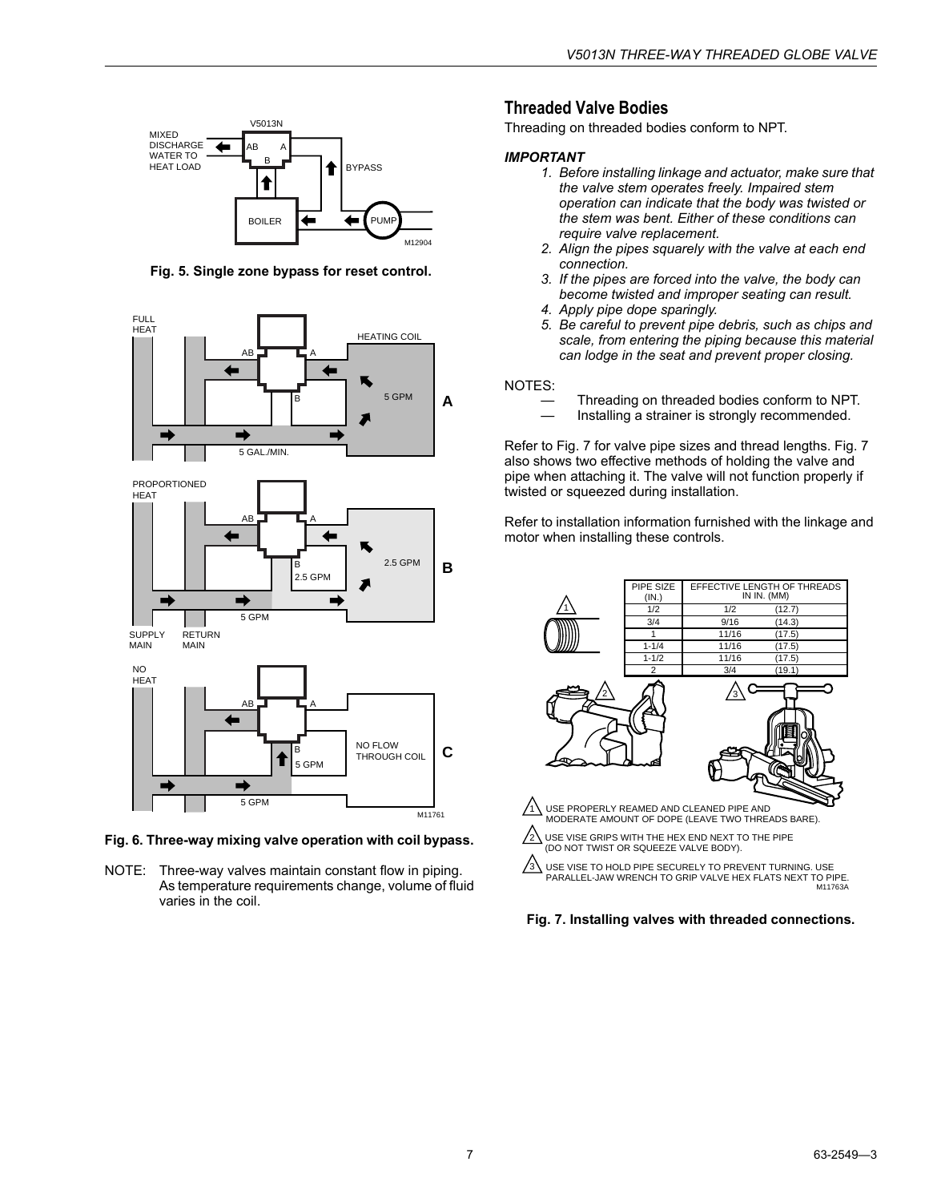Fig. 5. Single zone bypass for reset control.

Fig. 6. Three-way mixing valve operation with coil bypass.

NOTE: Three-way valves maintain constant flow in piping. As temperature requirements change, volume of fluid varies in the coil.

## Threaded Valve Bodies

Threading on threaded bodies conform to NPT.

***IMPORTANT***

1. *Before installing linkage and actuator, make sure that the valve stem operates freely. Impaired stem operation can indicate that the body was twisted or the stem was bent. Either of these conditions can require valve replacement.*
2. *Align the pipes squarely with the valve at each end connection.*
3. *If the pipes are forced into the valve, the body can become twisted and improper seating can result.*
4. *Apply pipe dope sparingly.*
5. *Be careful to prevent pipe debris, such as chips and scale, from entering the piping because this material can lodge in the seat and prevent proper closing.*

NOTES:

- — Threading on threaded bodies conform to NPT.
- — Installing a strainer is strongly recommended.

Refer to Fig. 7 for valve pipe sizes and thread lengths. Fig. 7 also shows two effective methods of holding the valve and pipe when attaching it. The valve will not function properly if twisted or squeezed during installation.

Refer to installation information furnished with the linkage and motor when installing these controls.

| PIPE SIZE (IN.) | EFFECTIVE LENGTH OF THREADS IN IN. (MM) | |
|---|---|---|
| 1/2 | 1/2 | (12.7) |
| 3/4 | 9/16 | (14.3) |
| 1 | 11/16 | (17.5) |
| 1-1/4 | 11/16 | (17.5) |
| 1-1/2 | 11/16 | (17.5) |
| 2 | 3/4 | (19.1) |

1. USE PROPERLY REAMED AND CLEANED PIPE AND MODERATE AMOUNT OF DOPE (LEAVE TWO THREADS BARE).
2. USE VISE GRIPS WITH THE HEX END NEXT TO THE PIPE (DO NOT TWIST OR SQUEEZE VALVE BODY).
3. USE VISE TO HOLD PIPE SECURELY TO PREVENT TURNING. USE PARALLEL-JAW WRENCH TO GRIP VALVE HEX FLATS NEXT TO PIPE.

Fig. 7. Installing valves with threaded connections.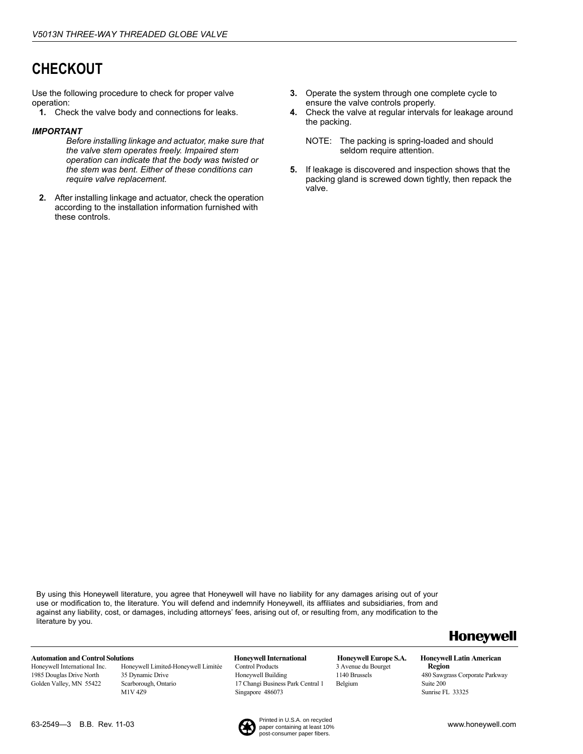# CHECKOUT

Use the following procedure to check for proper valve operation:

1. Check the valve body and connections for leaks.

***IMPORTANT***

*Before installing linkage and actuator, make sure that the valve stem operates freely. Impaired stem operation can indicate that the body was twisted or the stem was bent. Either of these conditions can require valve replacement.*

2. After installing linkage and actuator, check the operation according to the installation information furnished with these controls.
3. Operate the system through one complete cycle to ensure the valve controls properly.
4. Check the valve at regular intervals for leakage around the packing.

   NOTE: The packing is spring-loaded and should seldom require attention.

5. If leakage is discovered and inspection shows that the packing gland is screwed down tightly, then repack the valve.

By using this Honeywell literature, you agree that Honeywell will have no liability for any damages arising out of your use or modification to, the literature. You will defend and indemnify Honeywell, its affiliates and subsidiaries, from and against any liability, cost, or damages, including attorneys' fees, arising out of, or resulting from, any modification to the literature by you.

**Honeywell**

**Automation and Control Solutions**

Honeywell International Inc.
1985 Douglas Drive North
Golden Valley, MN 55422

Honeywell Limited-Honeywell Limitée
35 Dynamic Drive
Scarborough, Ontario
M1V 4Z9

**Honeywell International**
Control Products
Honeywell Building
17 Changi Business Park Central 1
Singapore 486073

**Honeywell Europe S.A.**
3 Avenue du Bourget
1140 Brussels
Belgium

**Honeywell Latin American Region**
480 Sawgrass Corporate Parkway
Suite 200
Sunrise FL 33325

63-2549—3 B.B. Rev. 11-03

Printed in U.S.A. on recycled paper containing at least 10% post-consumer paper fibers.

www.honeywell.com